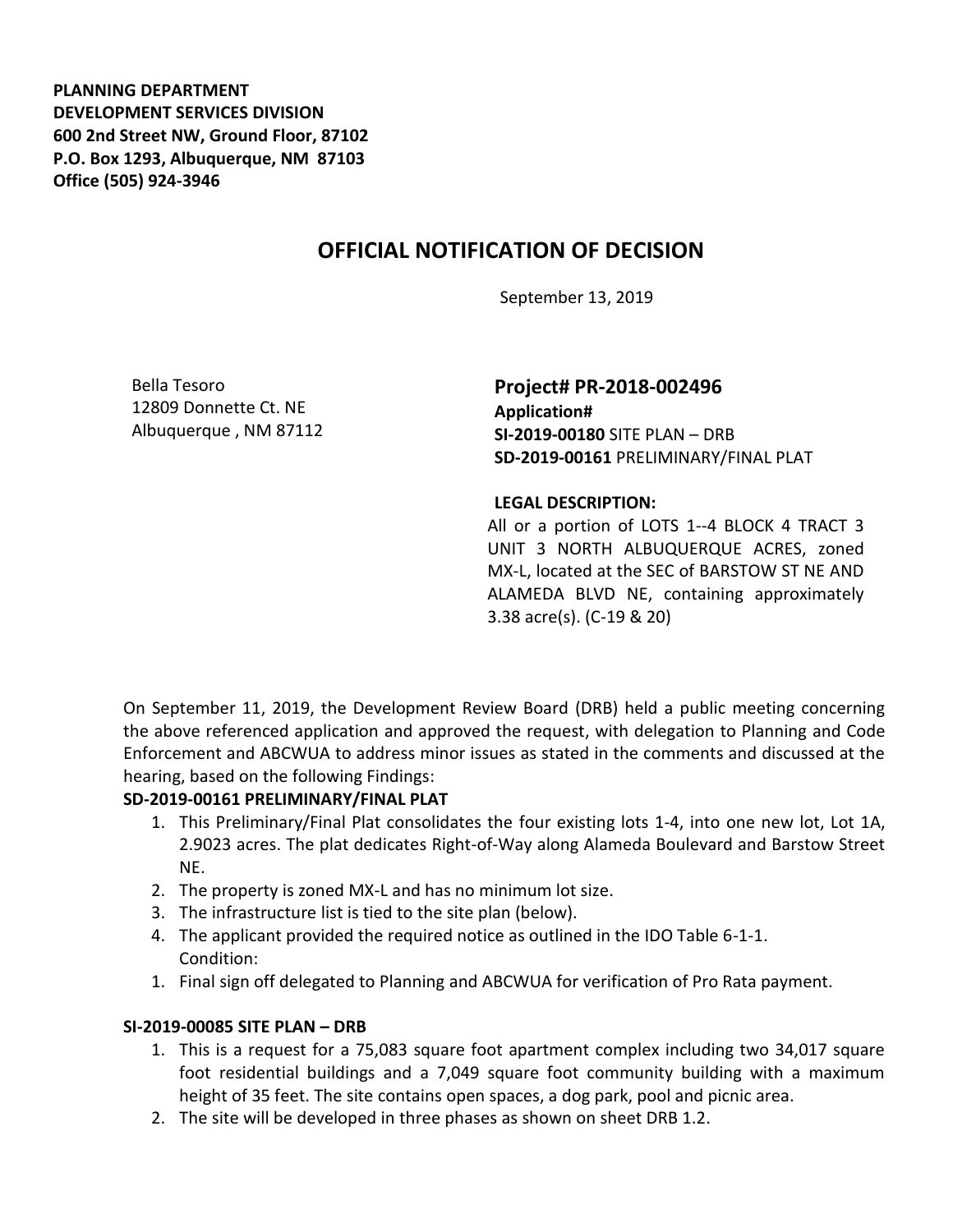**PLANNING DEPARTMENT**
**DEVELOPMENT SERVICES DIVISION**
**600 2nd Street NW, Ground Floor, 87102**
**P.O. Box 1293, Albuquerque, NM 87103**
**Office (505) 924-3946**

# OFFICIAL NOTIFICATION OF DECISION

September 13, 2019

Bella Tesoro
12809 Donnette Ct. NE
Albuquerque , NM 87112

**Project# PR-2018-002496**
**Application#**
**SI-2019-00180** SITE PLAN – DRB
**SD-2019-00161** PRELIMINARY/FINAL PLAT

**LEGAL DESCRIPTION:**
All or a portion of LOTS 1--4 BLOCK 4 TRACT 3 UNIT 3 NORTH ALBUQUERQUE ACRES, zoned MX-L, located at the SEC of BARSTOW ST NE AND ALAMEDA BLVD NE, containing approximately 3.38 acre(s). (C-19 & 20)

On September 11, 2019, the Development Review Board (DRB) held a public meeting concerning the above referenced application and approved the request, with delegation to Planning and Code Enforcement and ABCWUA to address minor issues as stated in the comments and discussed at the hearing, based on the following Findings:

**SD-2019-00161 PRELIMINARY/FINAL PLAT**

1. This Preliminary/Final Plat consolidates the four existing lots 1-4, into one new lot, Lot 1A, 2.9023 acres. The plat dedicates Right-of-Way along Alameda Boulevard and Barstow Street NE.
2. The property is zoned MX-L and has no minimum lot size.
3. The infrastructure list is tied to the site plan (below).
4. The applicant provided the required notice as outlined in the IDO Table 6-1-1.
   Condition:
1. Final sign off delegated to Planning and ABCWUA for verification of Pro Rata payment.

**SI-2019-00085 SITE PLAN – DRB**

1. This is a request for a 75,083 square foot apartment complex including two 34,017 square foot residential buildings and a 7,049 square foot community building with a maximum height of 35 feet. The site contains open spaces, a dog park, pool and picnic area.
2. The site will be developed in three phases as shown on sheet DRB 1.2.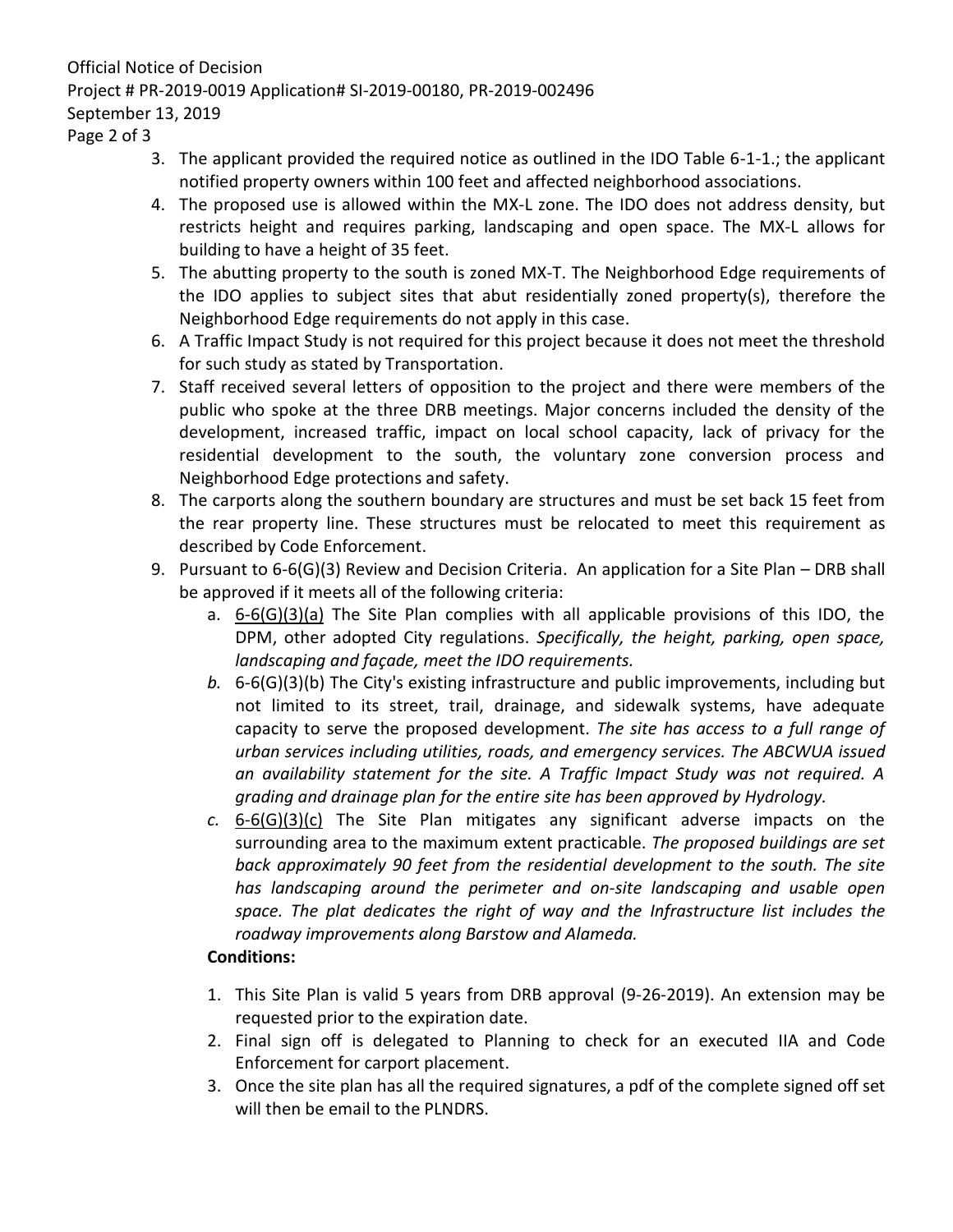Official Notice of Decision
Project # PR-2019-0019 Application# SI-2019-00180, PR-2019-002496
September 13, 2019

3. The applicant provided the required notice as outlined in the IDO Table 6-1-1.; the applicant notified property owners within 100 feet and affected neighborhood associations.
4. The proposed use is allowed within the MX-L zone. The IDO does not address density, but restricts height and requires parking, landscaping and open space. The MX-L allows for building to have a height of 35 feet.
5. The abutting property to the south is zoned MX-T. The Neighborhood Edge requirements of the IDO applies to subject sites that abut residentially zoned property(s), therefore the Neighborhood Edge requirements do not apply in this case.
6. A Traffic Impact Study is not required for this project because it does not meet the threshold for such study as stated by Transportation.
7. Staff received several letters of opposition to the project and there were members of the public who spoke at the three DRB meetings. Major concerns included the density of the development, increased traffic, impact on local school capacity, lack of privacy for the residential development to the south, the voluntary zone conversion process and Neighborhood Edge protections and safety.
8. The carports along the southern boundary are structures and must be set back 15 feet from the rear property line. These structures must be relocated to meet this requirement as described by Code Enforcement.
9. Pursuant to 6-6(G)(3) Review and Decision Criteria. An application for a Site Plan – DRB shall be approved if it meets all of the following criteria:
   a. 6-6(G)(3)(a) The Site Plan complies with all applicable provisions of this IDO, the DPM, other adopted City regulations. *Specifically, the height, parking, open space, landscaping and façade, meet the IDO requirements.*
   *b.* 6-6(G)(3)(b) The City's existing infrastructure and public improvements, including but not limited to its street, trail, drainage, and sidewalk systems, have adequate capacity to serve the proposed development. *The site has access to a full range of urban services including utilities, roads, and emergency services. The ABCWUA issued an availability statement for the site. A Traffic Impact Study was not required. A grading and drainage plan for the entire site has been approved by Hydrology.*
   *c.* 6-6(G)(3)(c) The Site Plan mitigates any significant adverse impacts on the surrounding area to the maximum extent practicable. *The proposed buildings are set back approximately 90 feet from the residential development to the south. The site has landscaping around the perimeter and on-site landscaping and usable open space. The plat dedicates the right of way and the Infrastructure list includes the roadway improvements along Barstow and Alameda.*

**Conditions:**

1. This Site Plan is valid 5 years from DRB approval (9-26-2019). An extension may be requested prior to the expiration date.
2. Final sign off is delegated to Planning to check for an executed IIA and Code Enforcement for carport placement.
3. Once the site plan has all the required signatures, a pdf of the complete signed off set will then be email to the PLNDRS.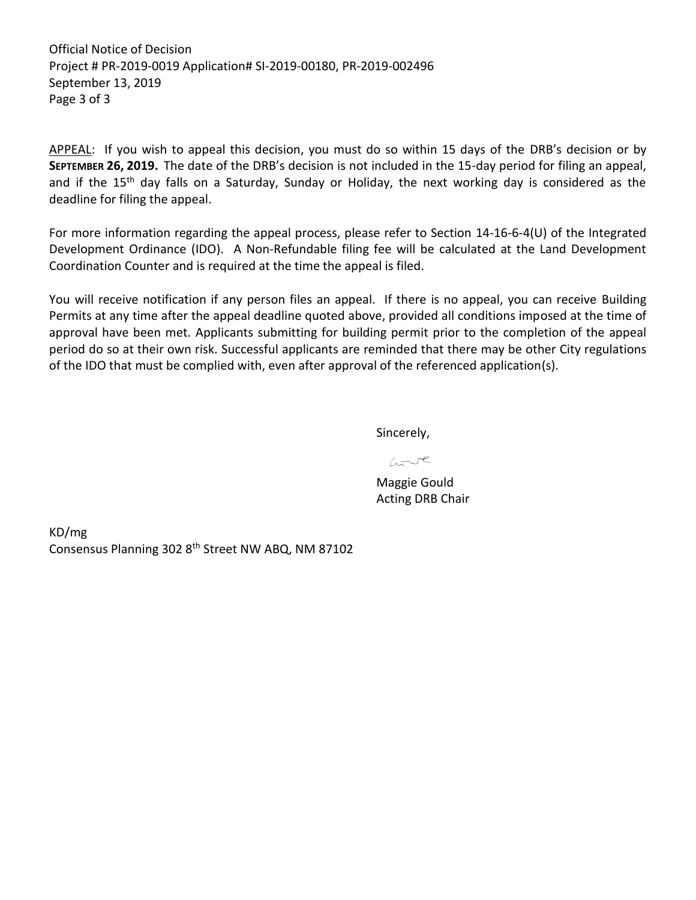APPEAL: If you wish to appeal this decision, you must do so within 15 days of the DRB's decision or by **SEPTEMBER 26, 2019.** The date of the DRB's decision is not included in the 15-day period for filing an appeal, and if the 15th day falls on a Saturday, Sunday or Holiday, the next working day is considered as the deadline for filing the appeal.

For more information regarding the appeal process, please refer to Section 14-16-6-4(U) of the Integrated Development Ordinance (IDO). A Non-Refundable filing fee will be calculated at the Land Development Coordination Counter and is required at the time the appeal is filed.

You will receive notification if any person files an appeal. If there is no appeal, you can receive Building Permits at any time after the appeal deadline quoted above, provided all conditions imposed at the time of approval have been met. Applicants submitting for building permit prior to the completion of the appeal period do so at their own risk. Successful applicants are reminded that there may be other City regulations of the IDO that must be complied with, even after approval of the referenced application(s).

Sincerely,

Maggie Gould
Acting DRB Chair

KD/mg
Consensus Planning 302 8th Street NW ABQ, NM 87102